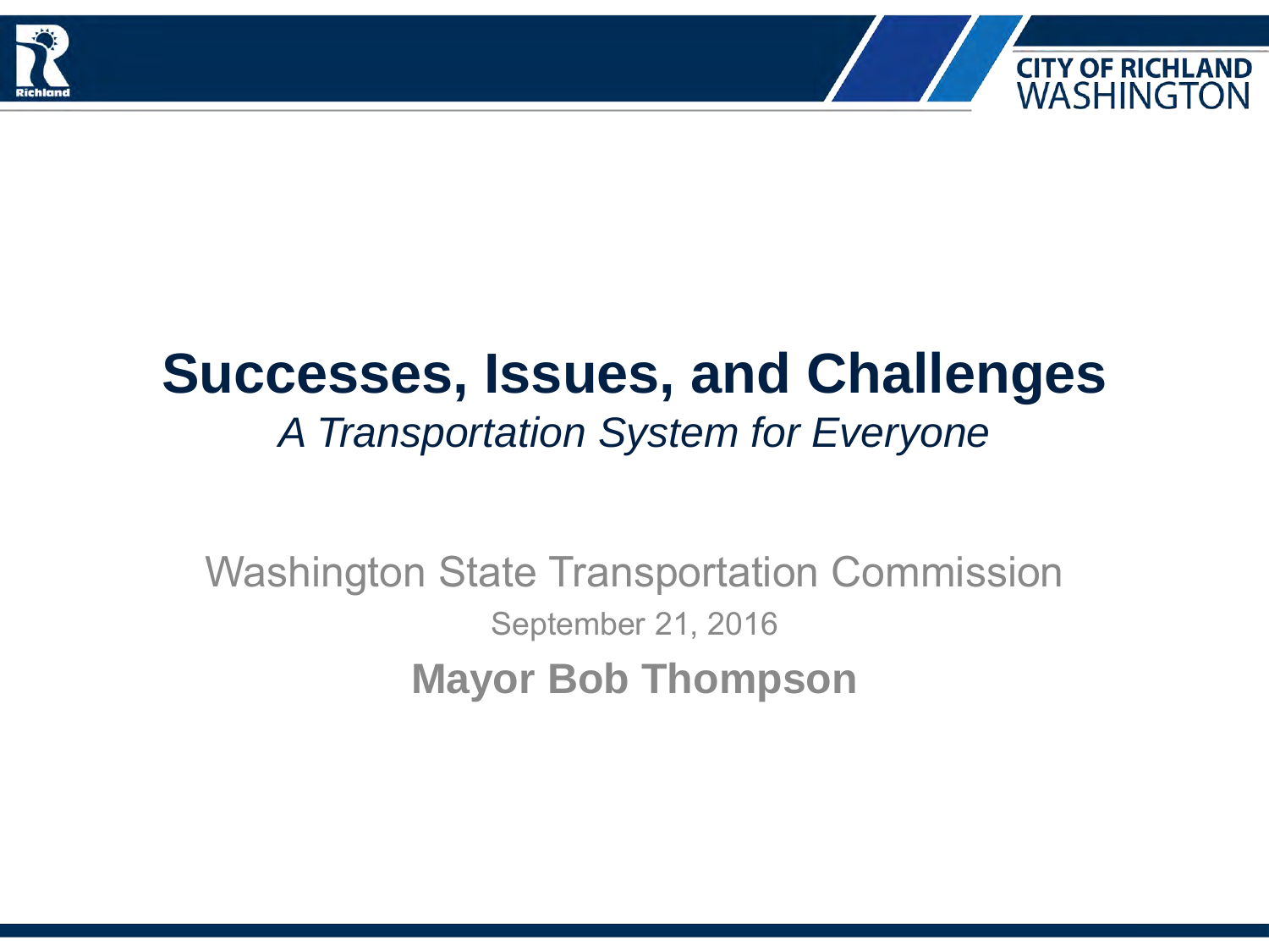# Successes, Issues, and Challenges

*A Transportation System for Everyone*

Washington State Transportation Commission

September 21, 2016

**Mayor Bob Thompson**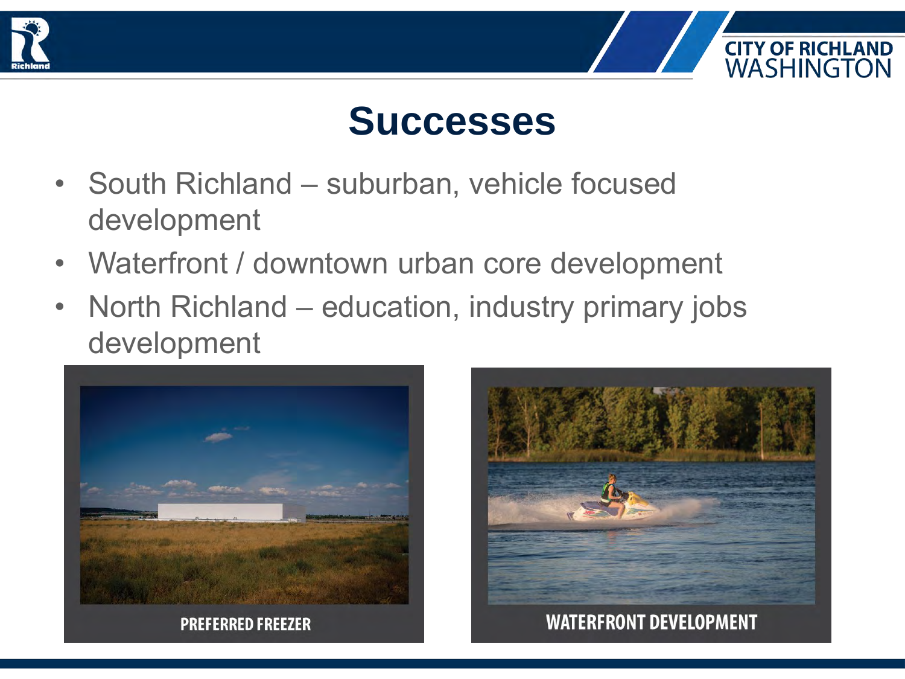# Successes

- South Richland – suburban, vehicle focused development
- Waterfront / downtown urban core development
- North Richland – education, industry primary jobs development

PREFERRED FREEZER

WATERFRONT DEVELOPMENT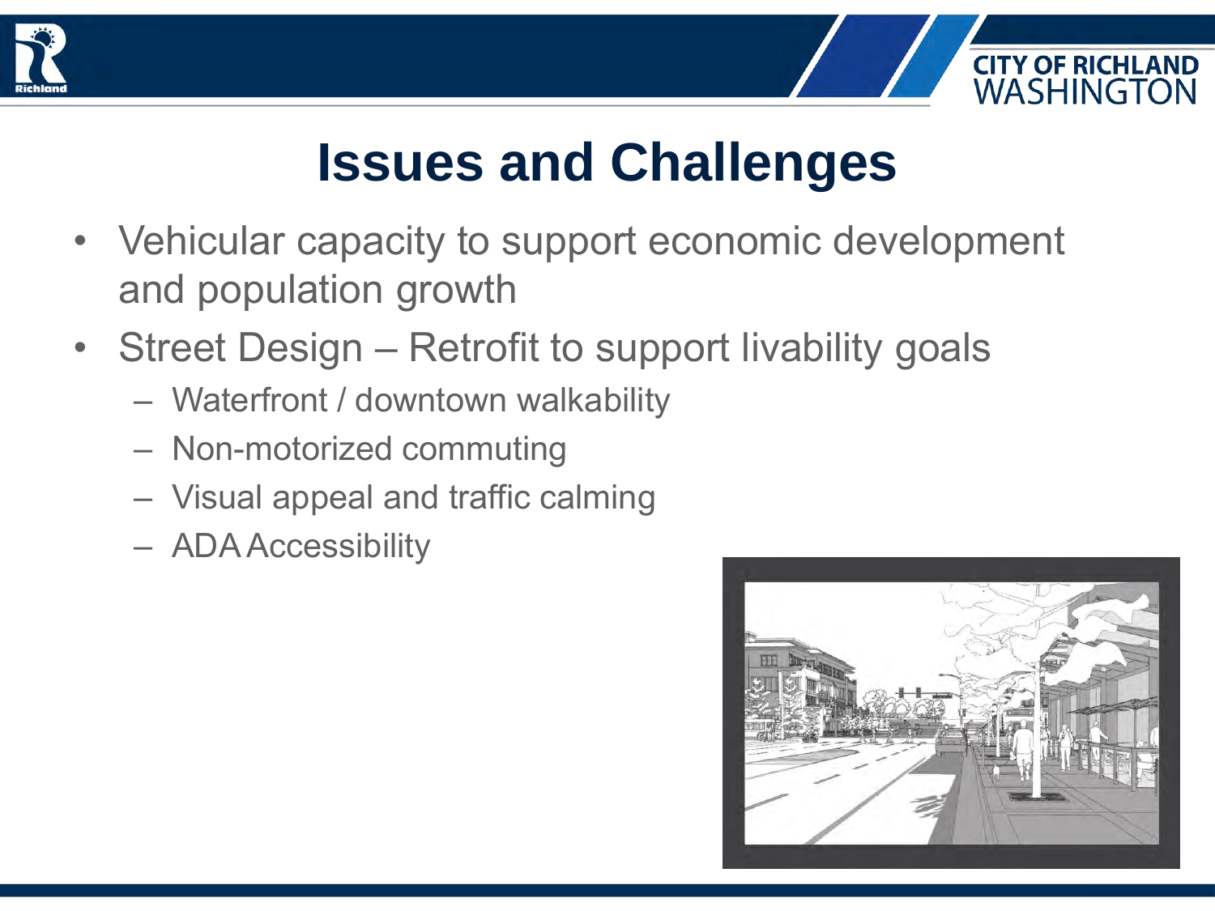# Issues and Challenges

- Vehicular capacity to support economic development and population growth
- Street Design – Retrofit to support livability goals
  - Waterfront / downtown walkability
  - Non-motorized commuting
  - Visual appeal and traffic calming
  - ADA Accessibility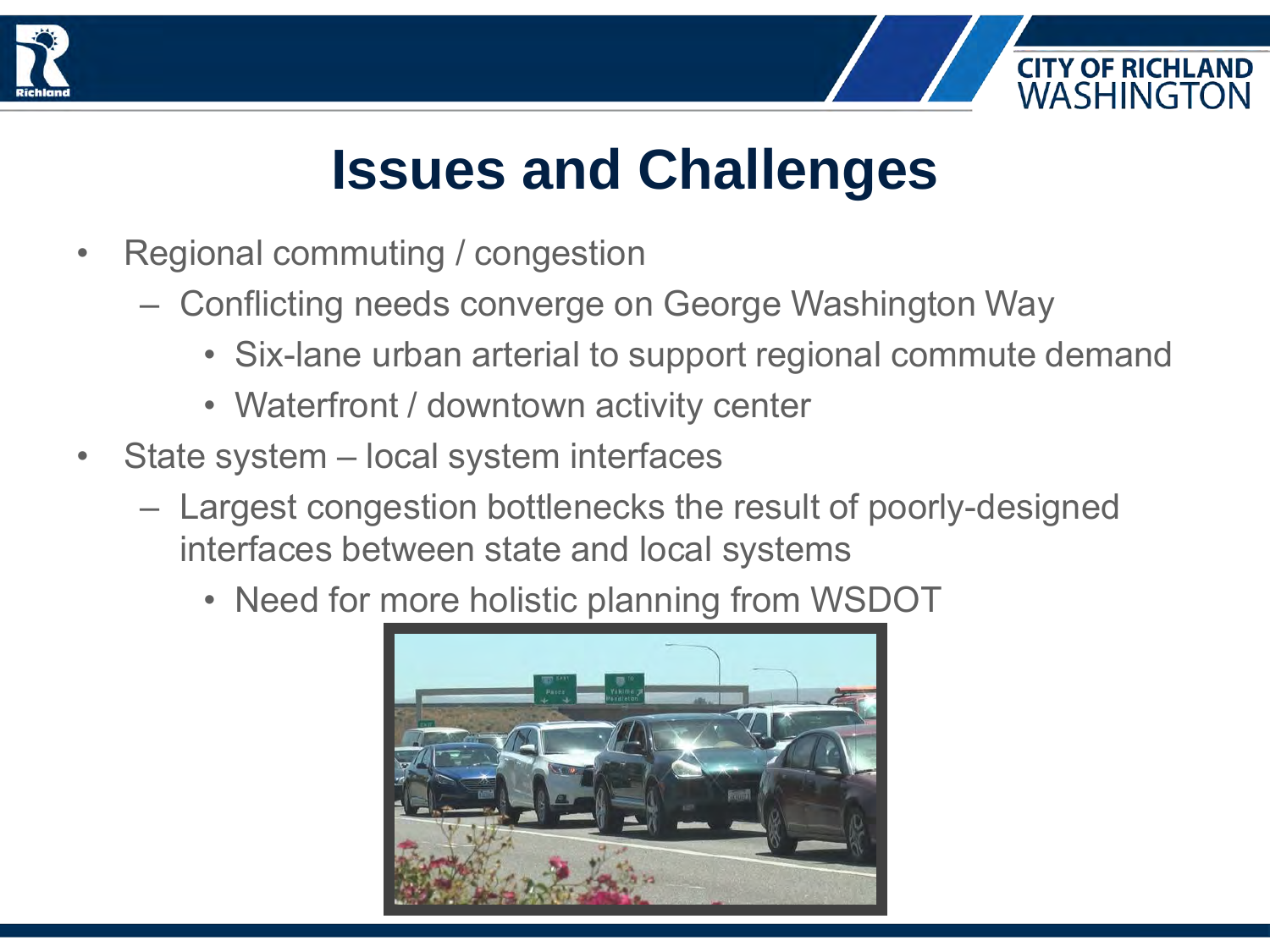# Issues and Challenges

- Regional commuting / congestion
  - Conflicting needs converge on George Washington Way
    - Six-lane urban arterial to support regional commute demand
    - Waterfront / downtown activity center
- State system – local system interfaces
  - Largest congestion bottlenecks the result of poorly-designed interfaces between state and local systems
    - Need for more holistic planning from WSDOT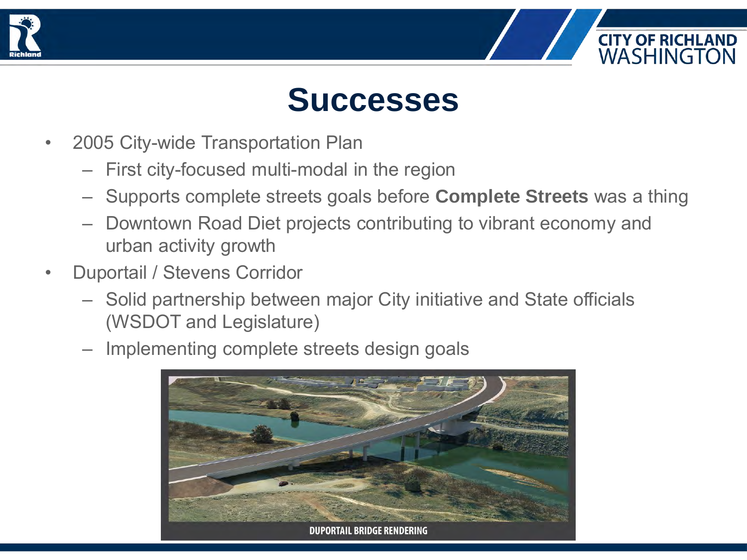# Successes

- 2005 City-wide Transportation Plan
  - First city-focused multi-modal in the region
  - Supports complete streets goals before **Complete Streets** was a thing
  - Downtown Road Diet projects contributing to vibrant economy and urban activity growth
- Duportail / Stevens Corridor
  - Solid partnership between major City initiative and State officials (WSDOT and Legislature)
  - Implementing complete streets design goals

DUPORTAIL BRIDGE RENDERING